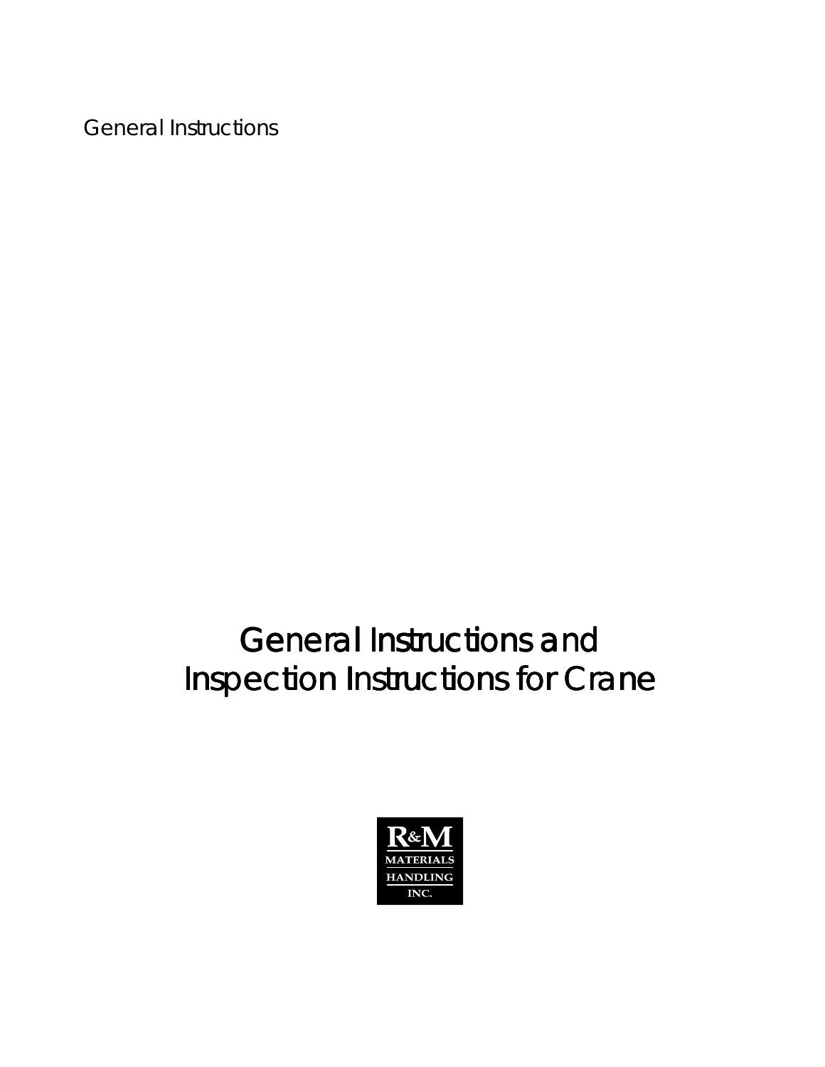# General Instructions and Inspection Instructions for Crane

R&M
MATERIALS
HANDLING
INC.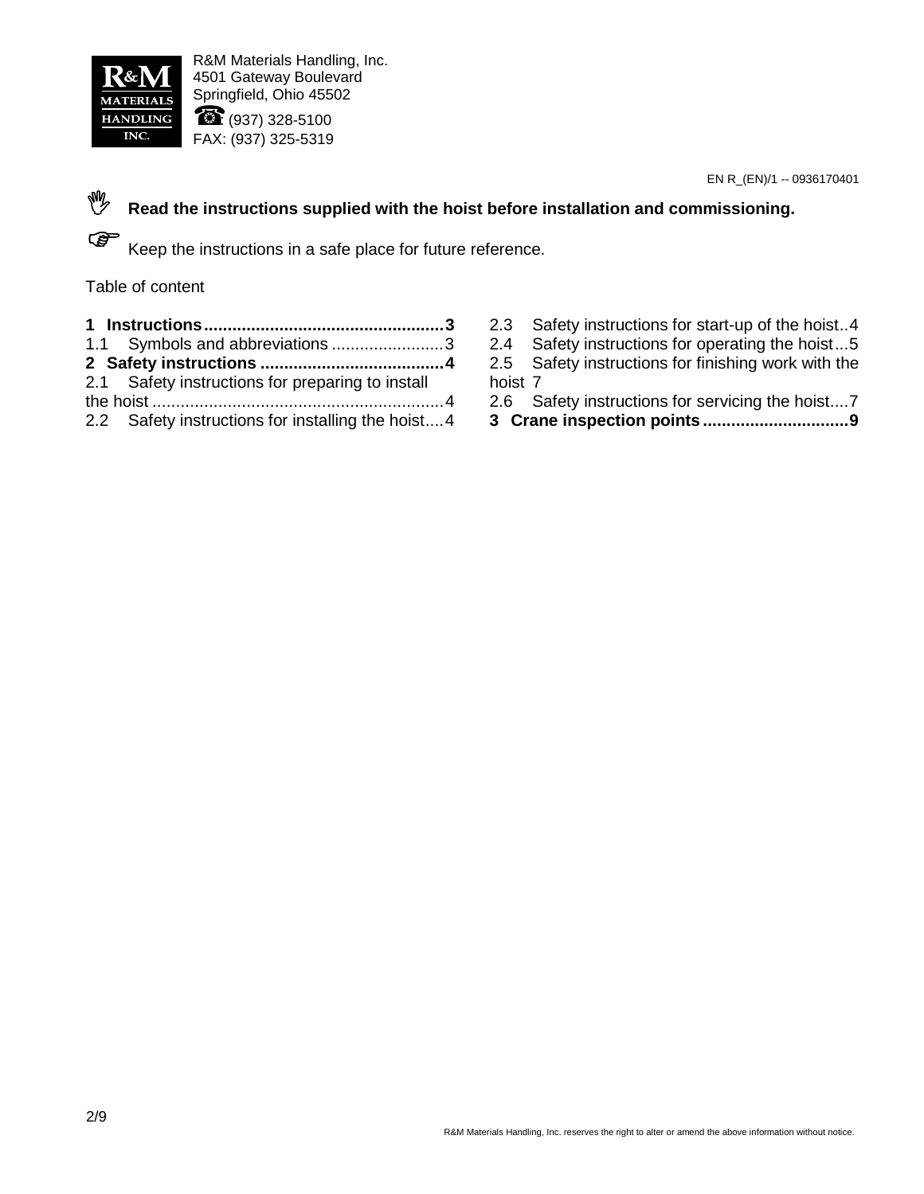R&M Materials Handling, Inc.
4501 Gateway Boulevard
Springfield, Ohio 45502
☎: (937) 328-5100
FAX: (937) 325-5319

EN R_(EN)/1 -- 0936170401

**Read the instructions supplied with the hoist before installation and commissioning.**

Keep the instructions in a safe place for future reference.

Table of content

**1 Instructions ... 3**
1.1 Symbols and abbreviations ... 3
**2 Safety instructions ... 4**
2.1 Safety instructions for preparing to install the hoist ... 4
2.2 Safety instructions for installing the hoist ... 4
2.3 Safety instructions for start-up of the hoist ... 4
2.4 Safety instructions for operating the hoist ... 5
2.5 Safety instructions for finishing work with the hoist 7
2.6 Safety instructions for servicing the hoist ... 7
**3 Crane inspection points ... 9**

R&M Materials Handling, Inc. reserves the right to alter or amend the above information without notice.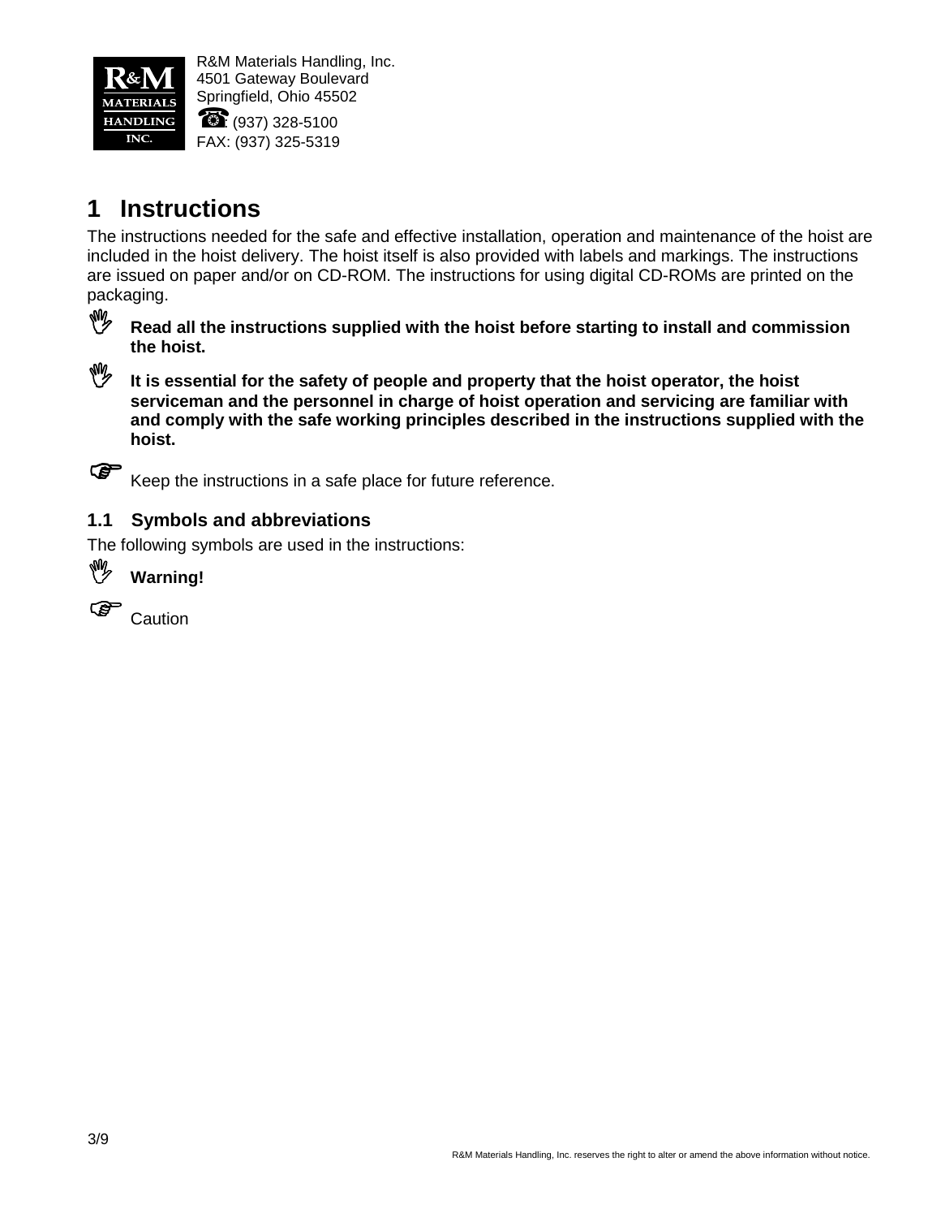R&M Materials Handling, Inc.
4501 Gateway Boulevard
Springfield, Ohio 45502
☎: (937) 328-5100
FAX: (937) 325-5319

# 1 Instructions

The instructions needed for the safe and effective installation, operation and maintenance of the hoist are included in the hoist delivery. The hoist itself is also provided with labels and markings. The instructions are issued on paper and/or on CD-ROM. The instructions for using digital CD-ROMs are printed on the packaging.

**Read all the instructions supplied with the hoist before starting to install and commission the hoist.**

**It is essential for the safety of people and property that the hoist operator, the hoist serviceman and the personnel in charge of hoist operation and servicing are familiar with and comply with the safe working principles described in the instructions supplied with the hoist.**

Keep the instructions in a safe place for future reference.

## 1.1 Symbols and abbreviations

The following symbols are used in the instructions:

**Warning!**

Caution

R&M Materials Handling, Inc. reserves the right to alter or amend the above information without notice.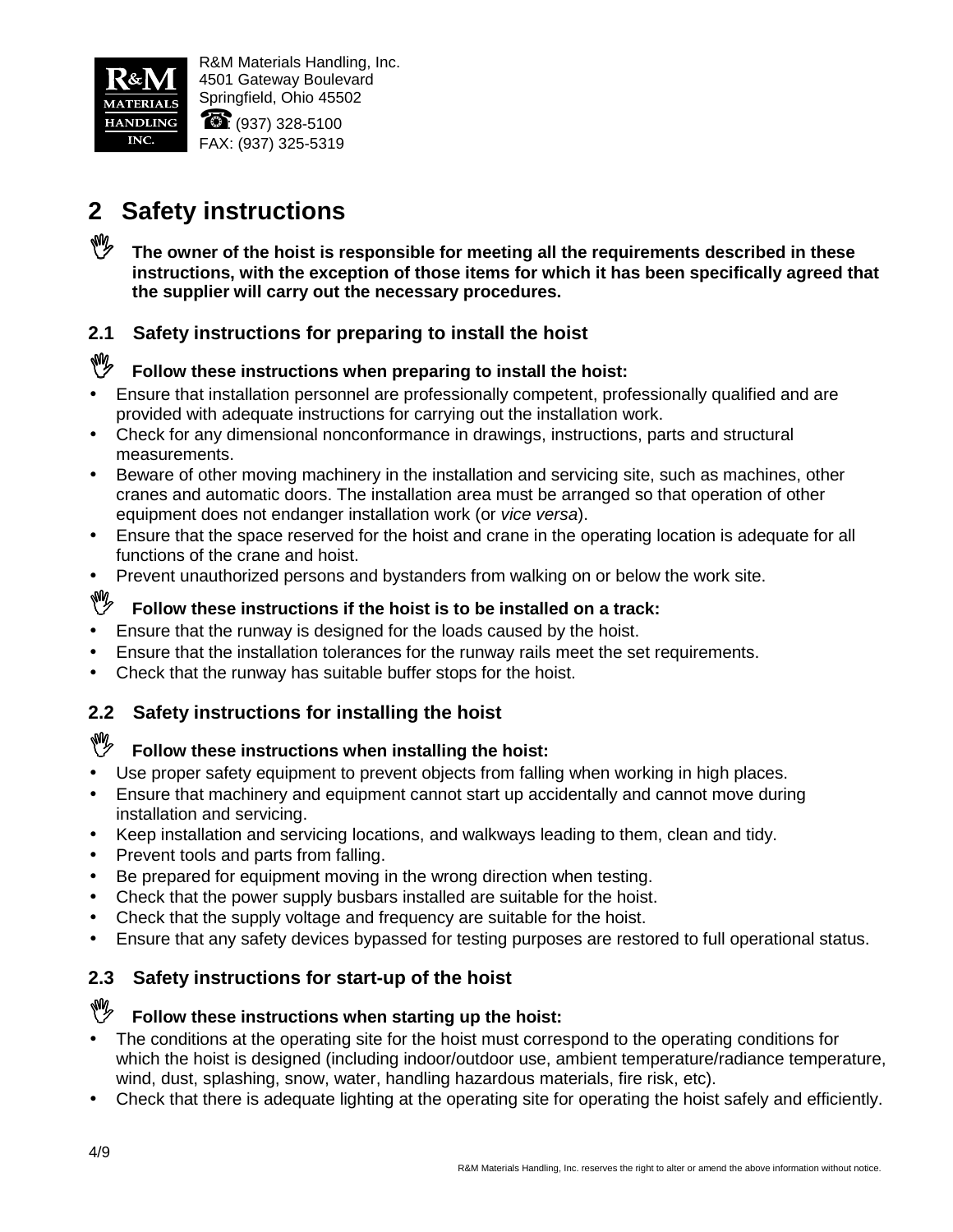R&M Materials Handling, Inc.
4501 Gateway Boulevard
Springfield, Ohio 45502
☎: (937) 328-5100
FAX: (937) 325-5319

# 2 Safety instructions

**The owner of the hoist is responsible for meeting all the requirements described in these instructions, with the exception of those items for which it has been specifically agreed that the supplier will carry out the necessary procedures.**

## 2.1 Safety instructions for preparing to install the hoist

**Follow these instructions when preparing to install the hoist:**

- Ensure that installation personnel are professionally competent, professionally qualified and are provided with adequate instructions for carrying out the installation work.
- Check for any dimensional nonconformance in drawings, instructions, parts and structural measurements.
- Beware of other moving machinery in the installation and servicing site, such as machines, other cranes and automatic doors. The installation area must be arranged so that operation of other equipment does not endanger installation work (or *vice versa*).
- Ensure that the space reserved for the hoist and crane in the operating location is adequate for all functions of the crane and hoist.
- Prevent unauthorized persons and bystanders from walking on or below the work site.

**Follow these instructions if the hoist is to be installed on a track:**

- Ensure that the runway is designed for the loads caused by the hoist.
- Ensure that the installation tolerances for the runway rails meet the set requirements.
- Check that the runway has suitable buffer stops for the hoist.

## 2.2 Safety instructions for installing the hoist

**Follow these instructions when installing the hoist:**

- Use proper safety equipment to prevent objects from falling when working in high places.
- Ensure that machinery and equipment cannot start up accidentally and cannot move during installation and servicing.
- Keep installation and servicing locations, and walkways leading to them, clean and tidy.
- Prevent tools and parts from falling.
- Be prepared for equipment moving in the wrong direction when testing.
- Check that the power supply busbars installed are suitable for the hoist.
- Check that the supply voltage and frequency are suitable for the hoist.
- Ensure that any safety devices bypassed for testing purposes are restored to full operational status.

## 2.3 Safety instructions for start-up of the hoist

**Follow these instructions when starting up the hoist:**

- The conditions at the operating site for the hoist must correspond to the operating conditions for which the hoist is designed (including indoor/outdoor use, ambient temperature/radiance temperature, wind, dust, splashing, snow, water, handling hazardous materials, fire risk, etc).
- Check that there is adequate lighting at the operating site for operating the hoist safely and efficiently.

R&M Materials Handling, Inc. reserves the right to alter or amend the above information without notice.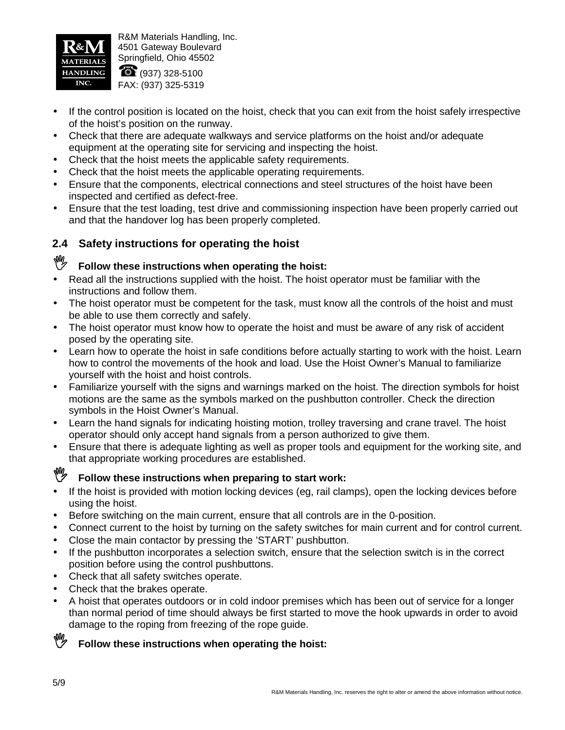- If the control position is located on the hoist, check that you can exit from the hoist safely irrespective of the hoist's position on the runway.
- Check that there are adequate walkways and service platforms on the hoist and/or adequate equipment at the operating site for servicing and inspecting the hoist.
- Check that the hoist meets the applicable safety requirements.
- Check that the hoist meets the applicable operating requirements.
- Ensure that the components, electrical connections and steel structures of the hoist have been inspected and certified as defect-free.
- Ensure that the test loading, test drive and commissioning inspection have been properly carried out and that the handover log has been properly completed.

## 2.4 Safety instructions for operating the hoist

**Follow these instructions when operating the hoist:**

- Read all the instructions supplied with the hoist. The hoist operator must be familiar with the instructions and follow them.
- The hoist operator must be competent for the task, must know all the controls of the hoist and must be able to use them correctly and safely.
- The hoist operator must know how to operate the hoist and must be aware of any risk of accident posed by the operating site.
- Learn how to operate the hoist in safe conditions before actually starting to work with the hoist. Learn how to control the movements of the hook and load. Use the Hoist Owner's Manual to familiarize yourself with the hoist and hoist controls.
- Familiarize yourself with the signs and warnings marked on the hoist. The direction symbols for hoist motions are the same as the symbols marked on the pushbutton controller. Check the direction symbols in the Hoist Owner's Manual.
- Learn the hand signals for indicating hoisting motion, trolley traversing and crane travel. The hoist operator should only accept hand signals from a person authorized to give them.
- Ensure that there is adequate lighting as well as proper tools and equipment for the working site, and that appropriate working procedures are established.

**Follow these instructions when preparing to start work:**

- If the hoist is provided with motion locking devices (eg, rail clamps), open the locking devices before using the hoist.
- Before switching on the main current, ensure that all controls are in the 0-position.
- Connect current to the hoist by turning on the safety switches for main current and for control current.
- Close the main contactor by pressing the 'START' pushbutton.
- If the pushbutton incorporates a selection switch, ensure that the selection switch is in the correct position before using the control pushbuttons.
- Check that all safety switches operate.
- Check that the brakes operate.
- A hoist that operates outdoors or in cold indoor premises which has been out of service for a longer than normal period of time should always be first started to move the hook upwards in order to avoid damage to the roping from freezing of the rope guide.

**Follow these instructions when operating the hoist:**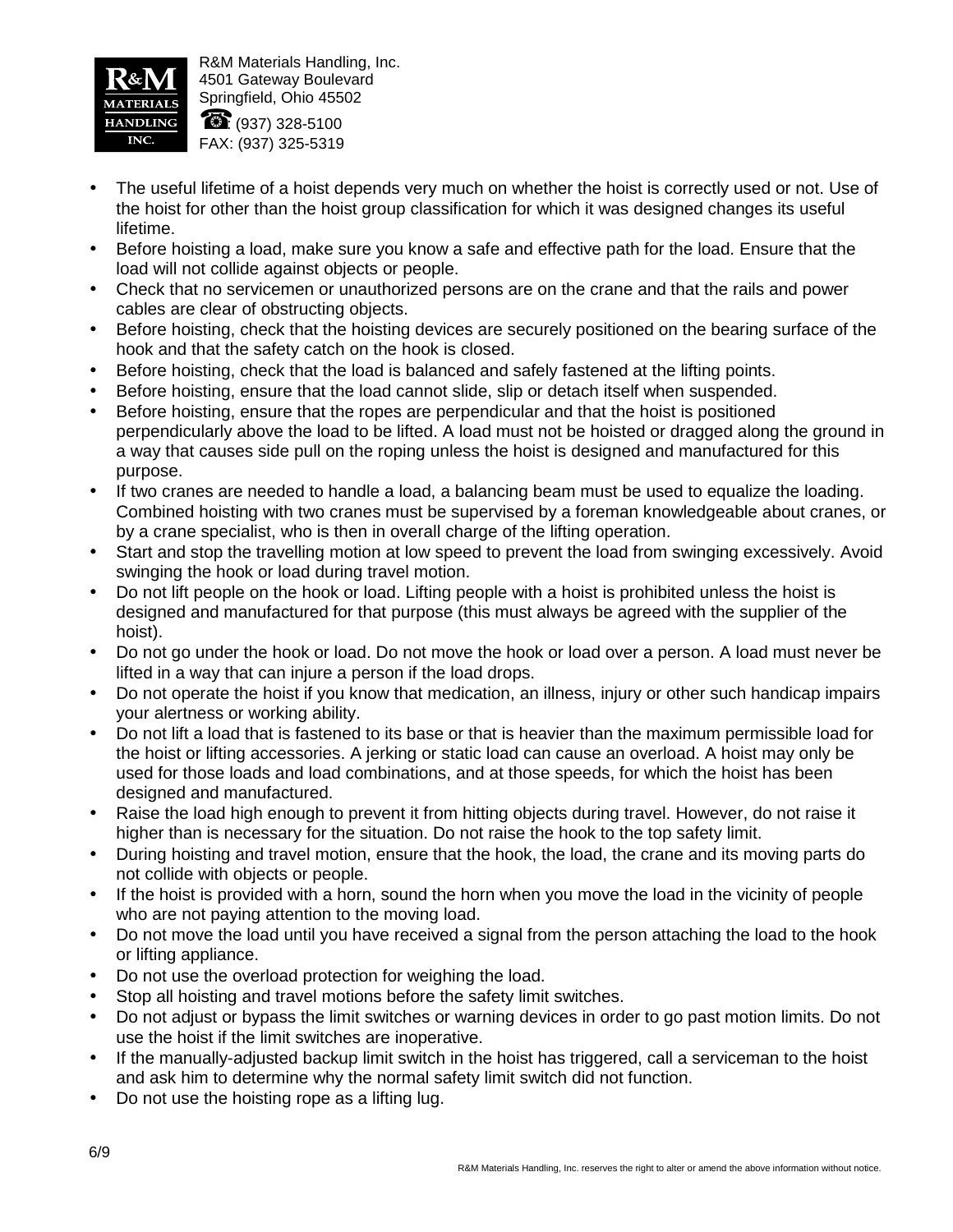- The useful lifetime of a hoist depends very much on whether the hoist is correctly used or not. Use of the hoist for other than the hoist group classification for which it was designed changes its useful lifetime.
- Before hoisting a load, make sure you know a safe and effective path for the load. Ensure that the load will not collide against objects or people.
- Check that no servicemen or unauthorized persons are on the crane and that the rails and power cables are clear of obstructing objects.
- Before hoisting, check that the hoisting devices are securely positioned on the bearing surface of the hook and that the safety catch on the hook is closed.
- Before hoisting, check that the load is balanced and safely fastened at the lifting points.
- Before hoisting, ensure that the load cannot slide, slip or detach itself when suspended.
- Before hoisting, ensure that the ropes are perpendicular and that the hoist is positioned perpendicularly above the load to be lifted. A load must not be hoisted or dragged along the ground in a way that causes side pull on the roping unless the hoist is designed and manufactured for this purpose.
- If two cranes are needed to handle a load, a balancing beam must be used to equalize the loading. Combined hoisting with two cranes must be supervised by a foreman knowledgeable about cranes, or by a crane specialist, who is then in overall charge of the lifting operation.
- Start and stop the travelling motion at low speed to prevent the load from swinging excessively. Avoid swinging the hook or load during travel motion.
- Do not lift people on the hook or load. Lifting people with a hoist is prohibited unless the hoist is designed and manufactured for that purpose (this must always be agreed with the supplier of the hoist).
- Do not go under the hook or load. Do not move the hook or load over a person. A load must never be lifted in a way that can injure a person if the load drops.
- Do not operate the hoist if you know that medication, an illness, injury or other such handicap impairs your alertness or working ability.
- Do not lift a load that is fastened to its base or that is heavier than the maximum permissible load for the hoist or lifting accessories. A jerking or static load can cause an overload. A hoist may only be used for those loads and load combinations, and at those speeds, for which the hoist has been designed and manufactured.
- Raise the load high enough to prevent it from hitting objects during travel. However, do not raise it higher than is necessary for the situation. Do not raise the hook to the top safety limit.
- During hoisting and travel motion, ensure that the hook, the load, the crane and its moving parts do not collide with objects or people.
- If the hoist is provided with a horn, sound the horn when you move the load in the vicinity of people who are not paying attention to the moving load.
- Do not move the load until you have received a signal from the person attaching the load to the hook or lifting appliance.
- Do not use the overload protection for weighing the load.
- Stop all hoisting and travel motions before the safety limit switches.
- Do not adjust or bypass the limit switches or warning devices in order to go past motion limits. Do not use the hoist if the limit switches are inoperative.
- If the manually-adjusted backup limit switch in the hoist has triggered, call a serviceman to the hoist and ask him to determine why the normal safety limit switch did not function.
- Do not use the hoisting rope as a lifting lug.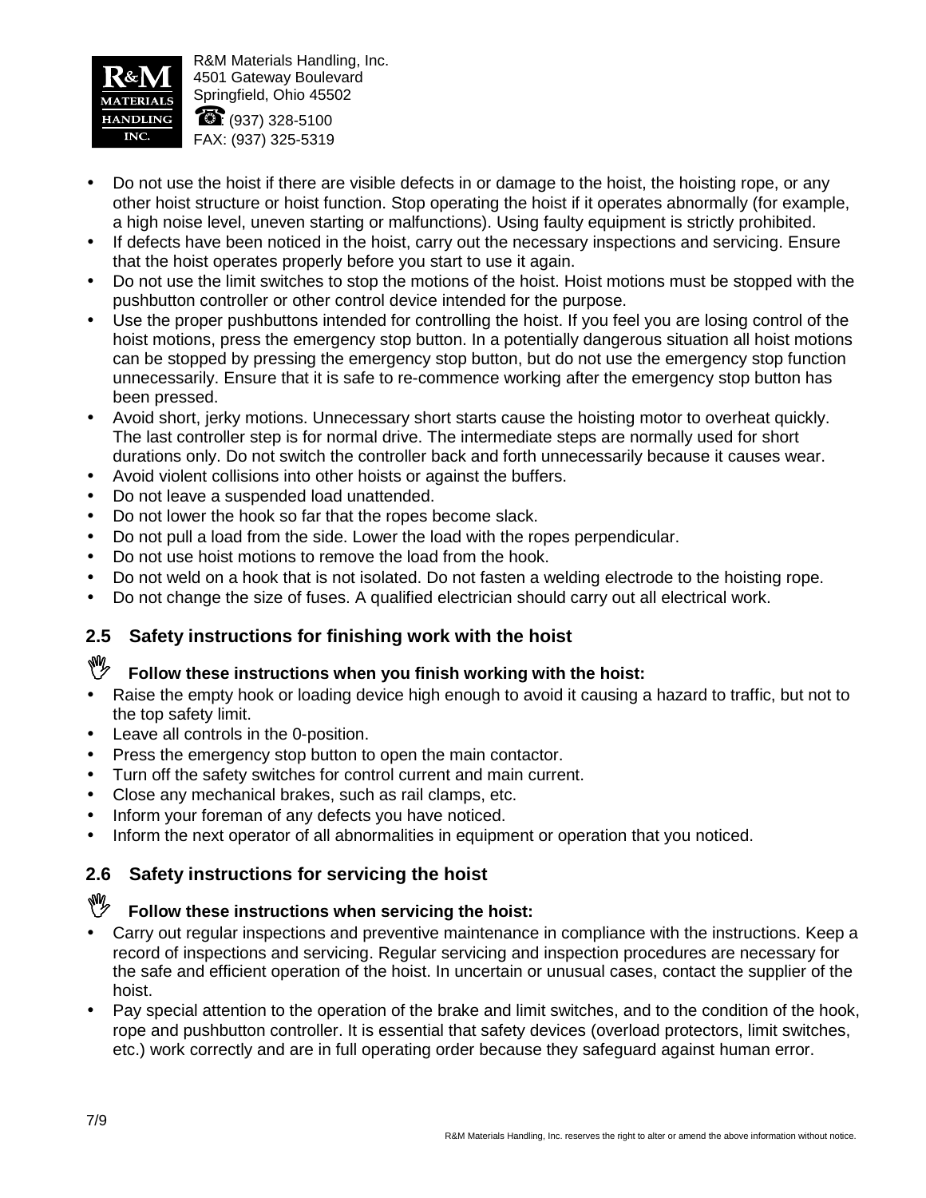- Do not use the hoist if there are visible defects in or damage to the hoist, the hoisting rope, or any other hoist structure or hoist function. Stop operating the hoist if it operates abnormally (for example, a high noise level, uneven starting or malfunctions). Using faulty equipment is strictly prohibited.
- If defects have been noticed in the hoist, carry out the necessary inspections and servicing. Ensure that the hoist operates properly before you start to use it again.
- Do not use the limit switches to stop the motions of the hoist. Hoist motions must be stopped with the pushbutton controller or other control device intended for the purpose.
- Use the proper pushbuttons intended for controlling the hoist. If you feel you are losing control of the hoist motions, press the emergency stop button. In a potentially dangerous situation all hoist motions can be stopped by pressing the emergency stop button, but do not use the emergency stop function unnecessarily. Ensure that it is safe to re-commence working after the emergency stop button has been pressed.
- Avoid short, jerky motions. Unnecessary short starts cause the hoisting motor to overheat quickly. The last controller step is for normal drive. The intermediate steps are normally used for short durations only. Do not switch the controller back and forth unnecessarily because it causes wear.
- Avoid violent collisions into other hoists or against the buffers.
- Do not leave a suspended load unattended.
- Do not lower the hook so far that the ropes become slack.
- Do not pull a load from the side. Lower the load with the ropes perpendicular.
- Do not use hoist motions to remove the load from the hook.
- Do not weld on a hook that is not isolated. Do not fasten a welding electrode to the hoisting rope.
- Do not change the size of fuses. A qualified electrician should carry out all electrical work.

## 2.5 Safety instructions for finishing work with the hoist

**Follow these instructions when you finish working with the hoist:**

- Raise the empty hook or loading device high enough to avoid it causing a hazard to traffic, but not to the top safety limit.
- Leave all controls in the 0-position.
- Press the emergency stop button to open the main contactor.
- Turn off the safety switches for control current and main current.
- Close any mechanical brakes, such as rail clamps, etc.
- Inform your foreman of any defects you have noticed.
- Inform the next operator of all abnormalities in equipment or operation that you noticed.

## 2.6 Safety instructions for servicing the hoist

**Follow these instructions when servicing the hoist:**

- Carry out regular inspections and preventive maintenance in compliance with the instructions. Keep a record of inspections and servicing. Regular servicing and inspection procedures are necessary for the safe and efficient operation of the hoist. In uncertain or unusual cases, contact the supplier of the hoist.
- Pay special attention to the operation of the brake and limit switches, and to the condition of the hook, rope and pushbutton controller. It is essential that safety devices (overload protectors, limit switches, etc.) work correctly and are in full operating order because they safeguard against human error.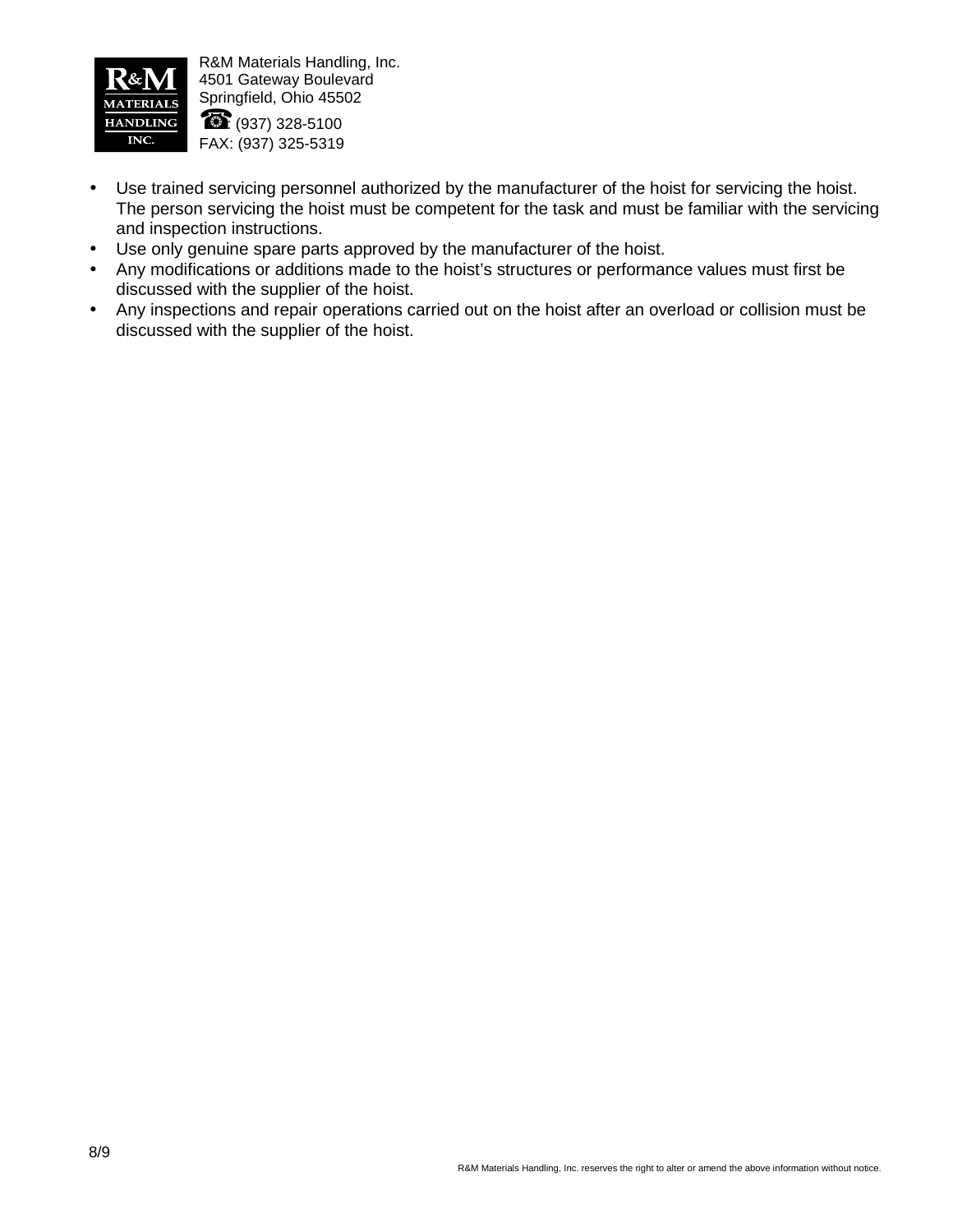- Use trained servicing personnel authorized by the manufacturer of the hoist for servicing the hoist. The person servicing the hoist must be competent for the task and must be familiar with the servicing and inspection instructions.
- Use only genuine spare parts approved by the manufacturer of the hoist.
- Any modifications or additions made to the hoist's structures or performance values must first be discussed with the supplier of the hoist.
- Any inspections and repair operations carried out on the hoist after an overload or collision must be discussed with the supplier of the hoist.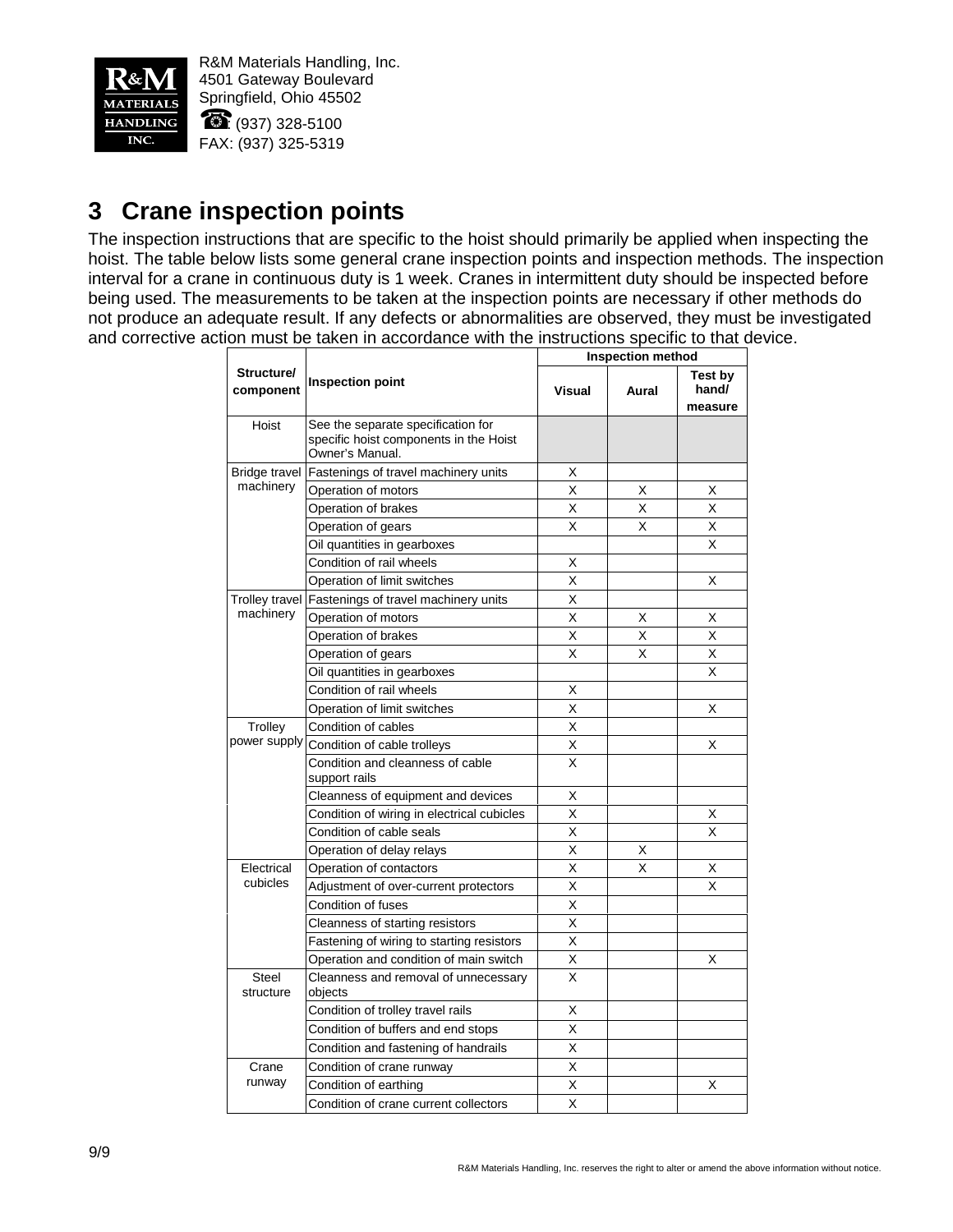R&M Materials Handling, Inc.
4501 Gateway Boulevard
Springfield, Ohio 45502
☎: (937) 328-5100
FAX: (937) 325-5319

# 3 Crane inspection points

The inspection instructions that are specific to the hoist should primarily be applied when inspecting the hoist. The table below lists some general crane inspection points and inspection methods. The inspection interval for a crane in continuous duty is 1 week. Cranes in intermittent duty should be inspected before being used. The measurements to be taken at the inspection points are necessary if other methods do not produce an adequate result. If any defects or abnormalities are observed, they must be investigated and corrective action must be taken in accordance with the instructions specific to that device.

| Structure/ component | Inspection point | Inspection method | | |
|---|---|---|---|---|
| | | Visual | Aural | Test by hand/ measure |
| Hoist | See the separate specification for specific hoist components in the Hoist Owner's Manual. | | | |
| Bridge travel machinery | Fastenings of travel machinery units | X | | |
| | Operation of motors | X | X | X |
| | Operation of brakes | X | X | X |
| | Operation of gears | X | X | X |
| | Oil quantities in gearboxes | | | X |
| | Condition of rail wheels | X | | |
| | Operation of limit switches | X | | X |
| Trolley travel machinery | Fastenings of travel machinery units | X | | |
| | Operation of motors | X | X | X |
| | Operation of brakes | X | X | X |
| | Operation of gears | X | X | X |
| | Oil quantities in gearboxes | | | X |
| | Condition of rail wheels | X | | |
| | Operation of limit switches | X | | X |
| Trolley power supply | Condition of cables | X | | |
| | Condition of cable trolleys | X | | X |
| | Condition and cleanness of cable support rails | X | | |
| | Cleanness of equipment and devices | X | | |
| | Condition of wiring in electrical cubicles | X | | X |
| | Condition of cable seals | X | | X |
| | Operation of delay relays | X | X | |
| Electrical cubicles | Operation of contactors | X | X | X |
| | Adjustment of over-current protectors | X | | X |
| | Condition of fuses | X | | |
| | Cleanness of starting resistors | X | | |
| | Fastening of wiring to starting resistors | X | | |
| | Operation and condition of main switch | X | | X |
| Steel structure | Cleanness and removal of unnecessary objects | X | | |
| | Condition of trolley travel rails | X | | |
| | Condition of buffers and end stops | X | | |
| | Condition and fastening of handrails | X | | |
| Crane runway | Condition of crane runway | X | | |
| | Condition of earthing | X | | X |
| | Condition of crane current collectors | X | | |

R&M Materials Handling, Inc. reserves the right to alter or amend the above information without notice.